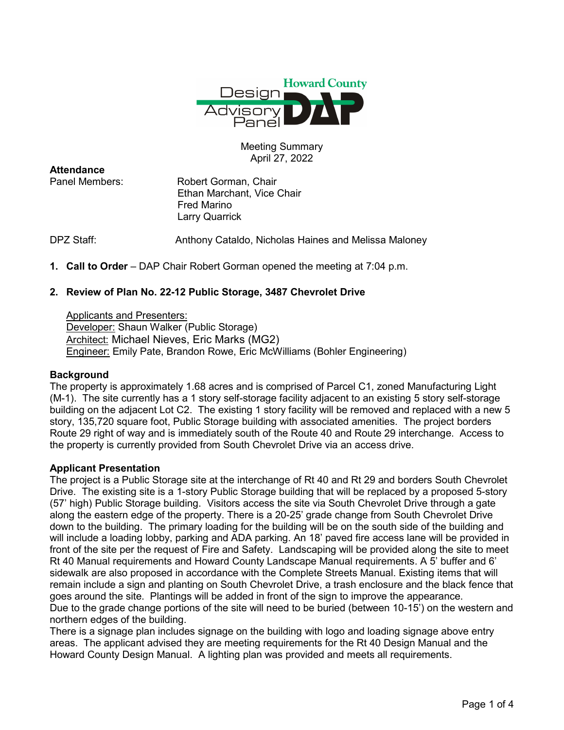Howard County Design Advisory Panel (DAP)

Meeting Summary
April 27, 2022

**Attendance**

Panel Members:
Robert Gorman, Chair
Ethan Marchant, Vice Chair
Fred Marino
Larry Quarrick

DPZ Staff: Anthony Cataldo, Nicholas Haines and Melissa Maloney

1. **Call to Order** – DAP Chair Robert Gorman opened the meeting at 7:04 p.m.

2. **Review of Plan No. 22-12 Public Storage, 3487 Chevrolet Drive**

Applicants and Presenters:
Developer: Shaun Walker (Public Storage)
Architect: Michael Nieves, Eric Marks (MG2)
Engineer: Emily Pate, Brandon Rowe, Eric McWilliams (Bohler Engineering)

**Background**

The property is approximately 1.68 acres and is comprised of Parcel C1, zoned Manufacturing Light (M-1). The site currently has a 1 story self-storage facility adjacent to an existing 5 story self-storage building on the adjacent Lot C2. The existing 1 story facility will be removed and replaced with a new 5 story, 135,720 square foot, Public Storage building with associated amenities. The project borders Route 29 right of way and is immediately south of the Route 40 and Route 29 interchange. Access to the property is currently provided from South Chevrolet Drive via an access drive.

**Applicant Presentation**

The project is a Public Storage site at the interchange of Rt 40 and Rt 29 and borders South Chevrolet Drive. The existing site is a 1-story Public Storage building that will be replaced by a proposed 5-story (57' high) Public Storage building. Visitors access the site via South Chevrolet Drive through a gate along the eastern edge of the property. There is a 20-25' grade change from South Chevrolet Drive down to the building. The primary loading for the building will be on the south side of the building and will include a loading lobby, parking and ADA parking. An 18' paved fire access lane will be provided in front of the site per the request of Fire and Safety. Landscaping will be provided along the site to meet Rt 40 Manual requirements and Howard County Landscape Manual requirements. A 5' buffer and 6' sidewalk are also proposed in accordance with the Complete Streets Manual. Existing items that will remain include a sign and planting on South Chevrolet Drive, a trash enclosure and the black fence that goes around the site. Plantings will be added in front of the sign to improve the appearance.
Due to the grade change portions of the site will need to be buried (between 10-15') on the western and northern edges of the building.
There is a signage plan includes signage on the building with logo and loading signage above entry areas. The applicant advised they are meeting requirements for the Rt 40 Design Manual and the Howard County Design Manual. A lighting plan was provided and meets all requirements.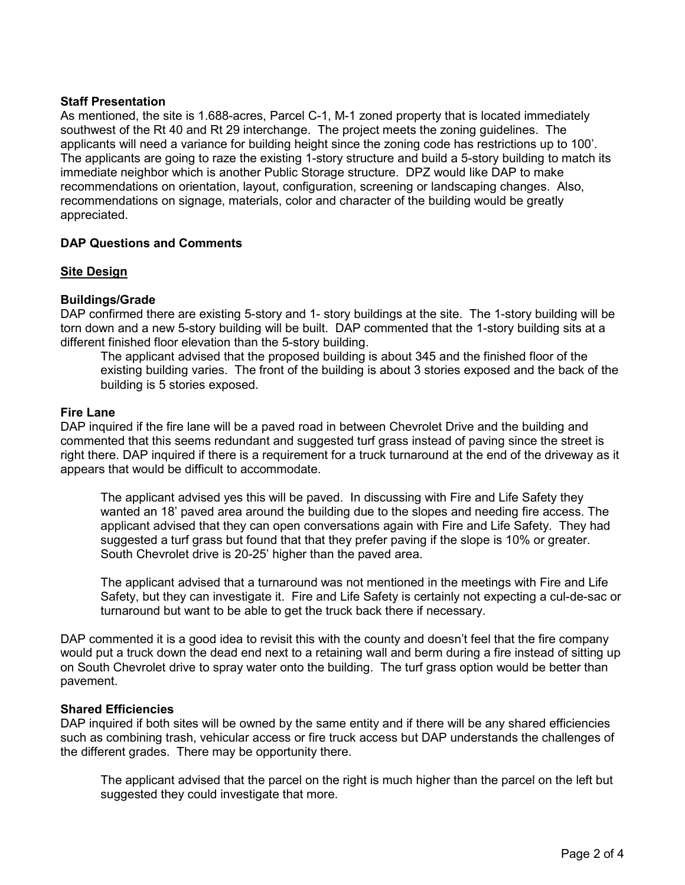**Staff Presentation**

As mentioned, the site is 1.688-acres, Parcel C-1, M-1 zoned property that is located immediately southwest of the Rt 40 and Rt 29 interchange. The project meets the zoning guidelines. The applicants will need a variance for building height since the zoning code has restrictions up to 100'. The applicants are going to raze the existing 1-story structure and build a 5-story building to match its immediate neighbor which is another Public Storage structure. DPZ would like DAP to make recommendations on orientation, layout, configuration, screening or landscaping changes. Also, recommendations on signage, materials, color and character of the building would be greatly appreciated.

**DAP Questions and Comments**

**Site Design**

**Buildings/Grade**

DAP confirmed there are existing 5-story and 1- story buildings at the site. The 1-story building will be torn down and a new 5-story building will be built. DAP commented that the 1-story building sits at a different finished floor elevation than the 5-story building.

> The applicant advised that the proposed building is about 345 and the finished floor of the existing building varies. The front of the building is about 3 stories exposed and the back of the building is 5 stories exposed.

**Fire Lane**

DAP inquired if the fire lane will be a paved road in between Chevrolet Drive and the building and commented that this seems redundant and suggested turf grass instead of paving since the street is right there. DAP inquired if there is a requirement for a truck turnaround at the end of the driveway as it appears that would be difficult to accommodate.

> The applicant advised yes this will be paved. In discussing with Fire and Life Safety they wanted an 18' paved area around the building due to the slopes and needing fire access. The applicant advised that they can open conversations again with Fire and Life Safety. They had suggested a turf grass but found that that they prefer paving if the slope is 10% or greater. South Chevrolet drive is 20-25' higher than the paved area.
>
> The applicant advised that a turnaround was not mentioned in the meetings with Fire and Life Safety, but they can investigate it. Fire and Life Safety is certainly not expecting a cul-de-sac or turnaround but want to be able to get the truck back there if necessary.

DAP commented it is a good idea to revisit this with the county and doesn't feel that the fire company would put a truck down the dead end next to a retaining wall and berm during a fire instead of sitting up on South Chevrolet drive to spray water onto the building. The turf grass option would be better than pavement.

**Shared Efficiencies**

DAP inquired if both sites will be owned by the same entity and if there will be any shared efficiencies such as combining trash, vehicular access or fire truck access but DAP understands the challenges of the different grades. There may be opportunity there.

> The applicant advised that the parcel on the right is much higher than the parcel on the left but suggested they could investigate that more.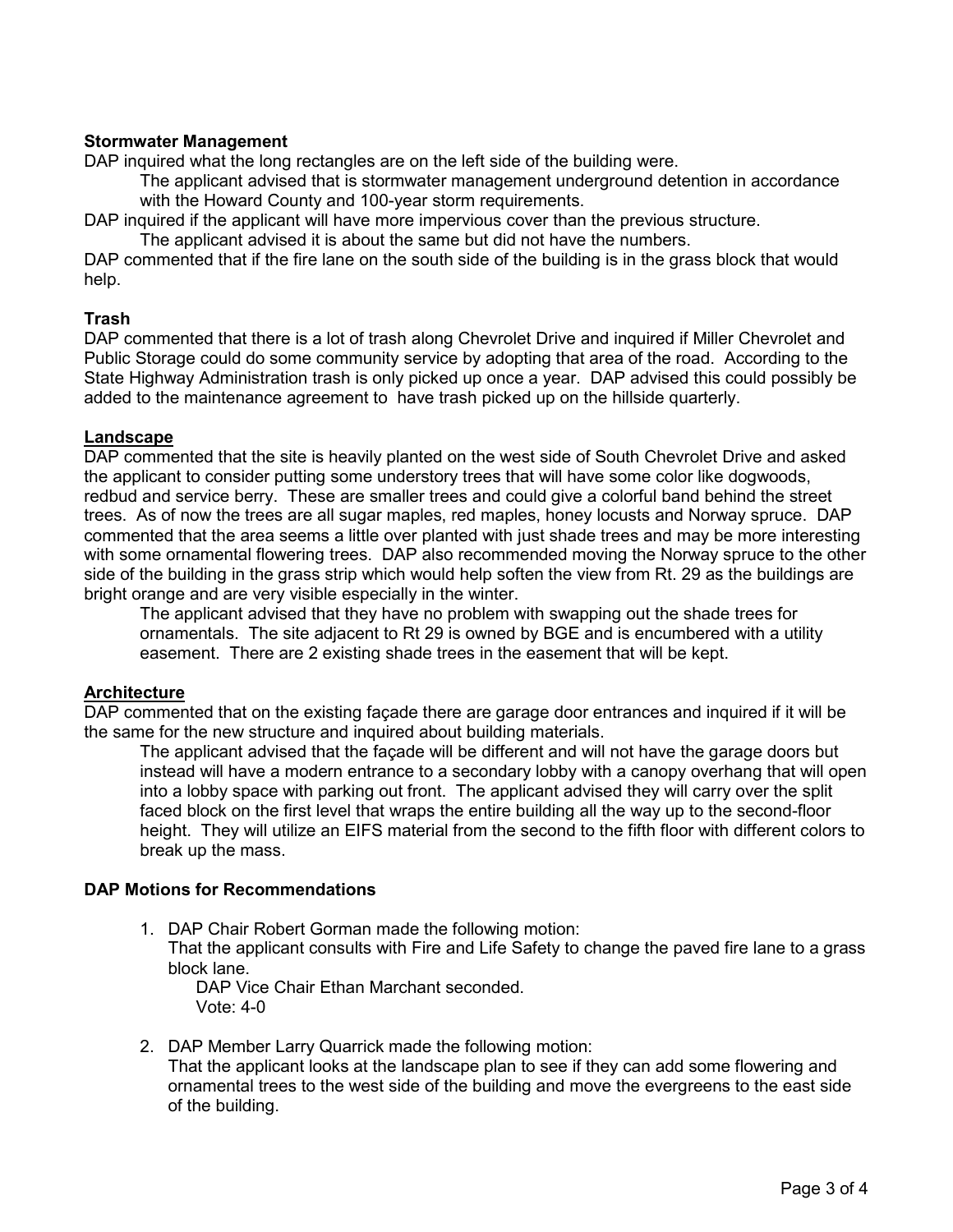**Stormwater Management**

DAP inquired what the long rectangles are on the left side of the building were.

> The applicant advised that is stormwater management underground detention in accordance with the Howard County and 100-year storm requirements.

DAP inquired if the applicant will have more impervious cover than the previous structure.

> The applicant advised it is about the same but did not have the numbers.

DAP commented that if the fire lane on the south side of the building is in the grass block that would help.

**Trash**

DAP commented that there is a lot of trash along Chevrolet Drive and inquired if Miller Chevrolet and Public Storage could do some community service by adopting that area of the road. According to the State Highway Administration trash is only picked up once a year. DAP advised this could possibly be added to the maintenance agreement to have trash picked up on the hillside quarterly.

**Landscape**

DAP commented that the site is heavily planted on the west side of South Chevrolet Drive and asked the applicant to consider putting some understory trees that will have some color like dogwoods, redbud and service berry. These are smaller trees and could give a colorful band behind the street trees. As of now the trees are all sugar maples, red maples, honey locusts and Norway spruce. DAP commented that the area seems a little over planted with just shade trees and may be more interesting with some ornamental flowering trees. DAP also recommended moving the Norway spruce to the other side of the building in the grass strip which would help soften the view from Rt. 29 as the buildings are bright orange and are very visible especially in the winter.

> The applicant advised that they have no problem with swapping out the shade trees for ornamentals. The site adjacent to Rt 29 is owned by BGE and is encumbered with a utility easement. There are 2 existing shade trees in the easement that will be kept.

**Architecture**

DAP commented that on the existing façade there are garage door entrances and inquired if it will be the same for the new structure and inquired about building materials.

> The applicant advised that the façade will be different and will not have the garage doors but instead will have a modern entrance to a secondary lobby with a canopy overhang that will open into a lobby space with parking out front. The applicant advised they will carry over the split faced block on the first level that wraps the entire building all the way up to the second-floor height. They will utilize an EIFS material from the second to the fifth floor with different colors to break up the mass.

**DAP Motions for Recommendations**

1. DAP Chair Robert Gorman made the following motion:
   That the applicant consults with Fire and Life Safety to change the paved fire lane to a grass block lane.
   DAP Vice Chair Ethan Marchant seconded.
   Vote: 4-0

2. DAP Member Larry Quarrick made the following motion:
   That the applicant looks at the landscape plan to see if they can add some flowering and ornamental trees to the west side of the building and move the evergreens to the east side of the building.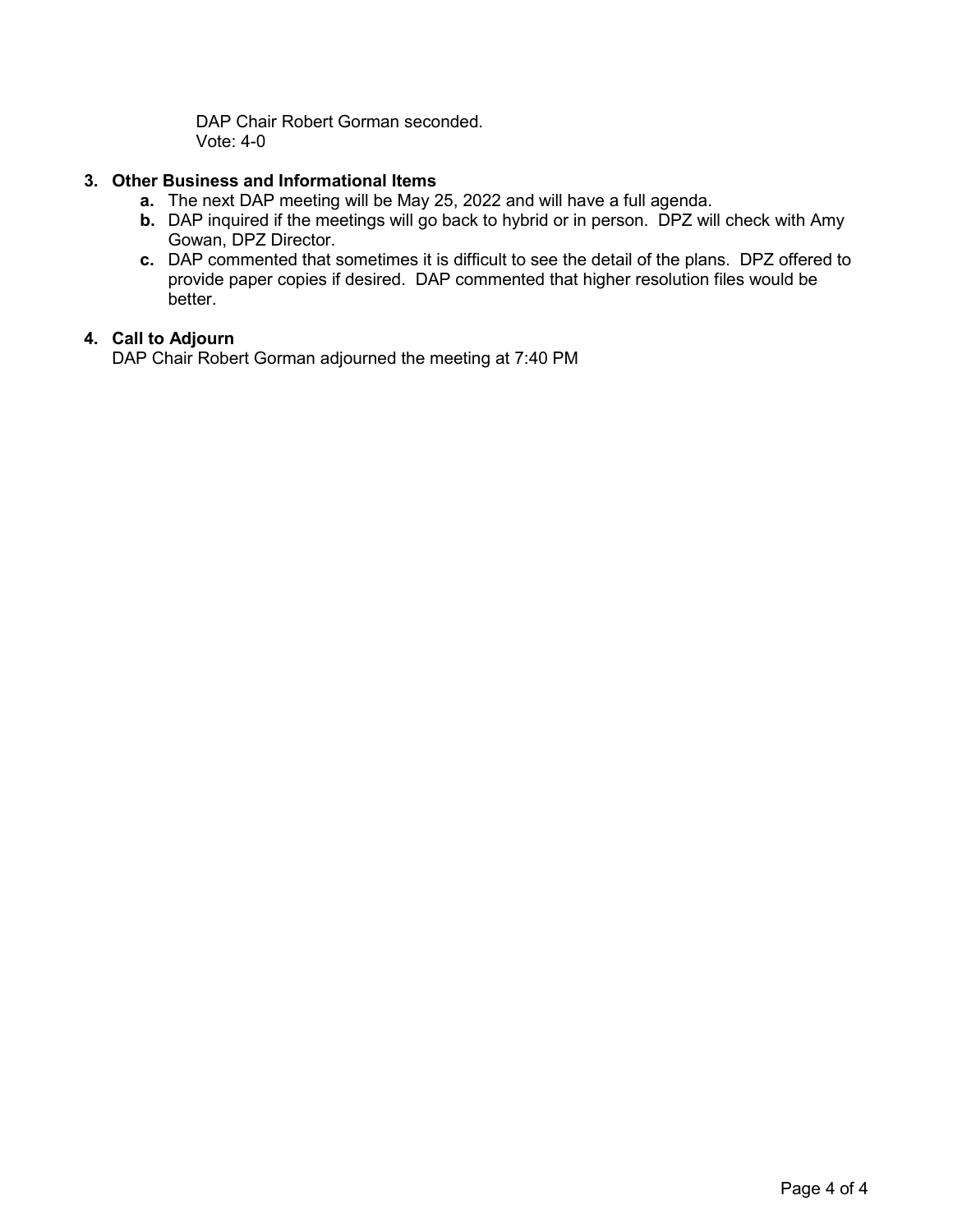DAP Chair Robert Gorman seconded.
Vote: 4-0

**3. Other Business and Informational Items**

- **a.** The next DAP meeting will be May 25, 2022 and will have a full agenda.
- **b.** DAP inquired if the meetings will go back to hybrid or in person. DPZ will check with Amy Gowan, DPZ Director.
- **c.** DAP commented that sometimes it is difficult to see the detail of the plans. DPZ offered to provide paper copies if desired. DAP commented that higher resolution files would be better.

**4. Call to Adjourn**

DAP Chair Robert Gorman adjourned the meeting at 7:40 PM